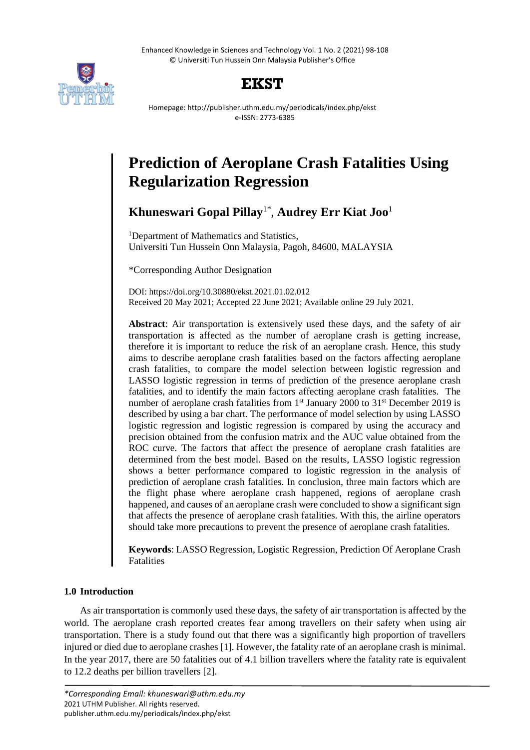# Prediction of Aeroplane Crash Fatalities Using Regularization Regression

**Khuneswari Gopal Pillay**[1*], **Audrey Err Kiat Joo**[1]

[1]Department of Mathematics and Statistics, Universiti Tun Hussein Onn Malaysia, Pagoh, 84600, MALAYSIA

*Corresponding Author Designation

DOI: https://doi.org/10.30880/ekst.2021.01.02.012

Received 20 May 2021; Accepted 22 June 2021; Available online 29 July 2021.

**Abstract**: Air transportation is extensively used these days, and the safety of air transportation is affected as the number of aeroplane crash is getting increase, therefore it is important to reduce the risk of an aeroplane crash. Hence, this study aims to describe aeroplane crash fatalities based on the factors affecting aeroplane crash fatalities, to compare the model selection between logistic regression and LASSO logistic regression in terms of prediction of the presence aeroplane crash fatalities, and to identify the main factors affecting aeroplane crash fatalities. The number of aeroplane crash fatalities from 1st January 2000 to 31st December 2019 is described by using a bar chart. The performance of model selection by using LASSO logistic regression and logistic regression is compared by using the accuracy and precision obtained from the confusion matrix and the AUC value obtained from the ROC curve. The factors that affect the presence of aeroplane crash fatalities are determined from the best model. Based on the results, LASSO logistic regression shows a better performance compared to logistic regression in the analysis of prediction of aeroplane crash fatalities. In conclusion, three main factors which are the flight phase where aeroplane crash happened, regions of aeroplane crash happened, and causes of an aeroplane crash were concluded to show a significant sign that affects the presence of aeroplane crash fatalities. With this, the airline operators should take more precautions to prevent the presence of aeroplane crash fatalities.

**Keywords**: LASSO Regression, Logistic Regression, Prediction Of Aeroplane Crash Fatalities

## 1.0 Introduction

As air transportation is commonly used these days, the safety of air transportation is affected by the world. The aeroplane crash reported creates fear among travellers on their safety when using air transportation. There is a study found out that there was a significantly high proportion of travellers injured or died due to aeroplane crashes [1]. However, the fatality rate of an aeroplane crash is minimal. In the year 2017, there are 50 fatalities out of 4.1 billion travellers where the fatality rate is equivalent to 12.2 deaths per billion travellers [2].

*Corresponding Email: khuneswari@uthm.edu.my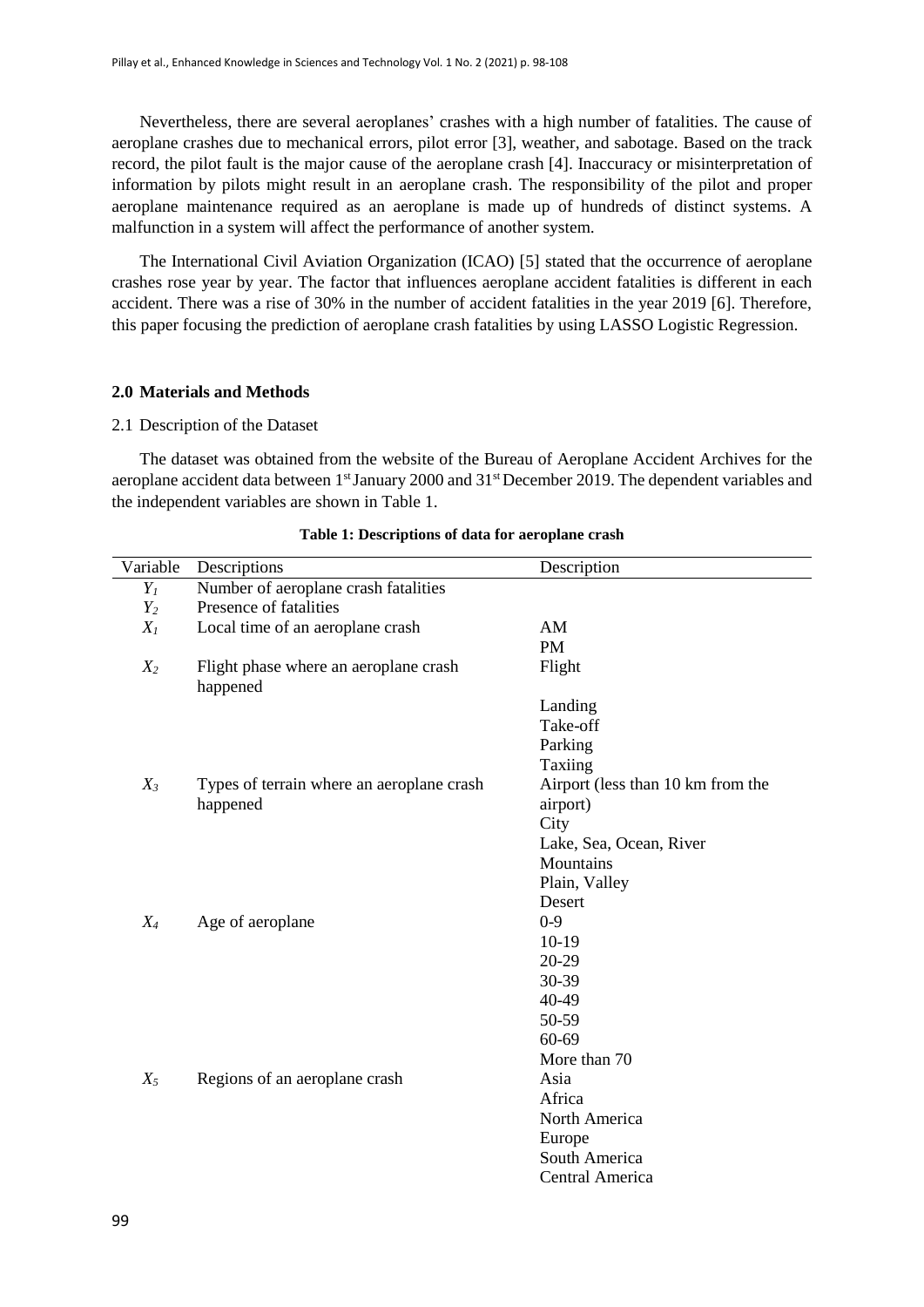Nevertheless, there are several aeroplanes' crashes with a high number of fatalities. The cause of aeroplane crashes due to mechanical errors, pilot error [3], weather, and sabotage. Based on the track record, the pilot fault is the major cause of the aeroplane crash [4]. Inaccuracy or misinterpretation of information by pilots might result in an aeroplane crash. The responsibility of the pilot and proper aeroplane maintenance required as an aeroplane is made up of hundreds of distinct systems. A malfunction in a system will affect the performance of another system.

The International Civil Aviation Organization (ICAO) [5] stated that the occurrence of aeroplane crashes rose year by year. The factor that influences aeroplane accident fatalities is different in each accident. There was a rise of 30% in the number of accident fatalities in the year 2019 [6]. Therefore, this paper focusing the prediction of aeroplane crash fatalities by using LASSO Logistic Regression.

## 2.0 Materials and Methods

### 2.1 Description of the Dataset

The dataset was obtained from the website of the Bureau of Aeroplane Accident Archives for the aeroplane accident data between 1st January 2000 and 31st December 2019. The dependent variables and the independent variables are shown in Table 1.

**Table 1: Descriptions of data for aeroplane crash**

| Variable | Descriptions | Description |
|---|---|---|
| $Y_1$ | Number of aeroplane crash fatalities | |
| $Y_2$ | Presence of fatalities | |
| $X_1$ | Local time of an aeroplane crash | AM |
| | | PM |
| $X_2$ | Flight phase where an aeroplane crash happened | Flight |
| | | Landing |
| | | Take-off |
| | | Parking |
| | | Taxiing |
| $X_3$ | Types of terrain where an aeroplane crash happened | Airport (less than 10 km from the airport) |
| | | City |
| | | Lake, Sea, Ocean, River |
| | | Mountains |
| | | Plain, Valley |
| | | Desert |
| $X_4$ | Age of aeroplane | 0-9 |
| | | 10-19 |
| | | 20-29 |
| | | 30-39 |
| | | 40-49 |
| | | 50-59 |
| | | 60-69 |
| | | More than 70 |
| $X_5$ | Regions of an aeroplane crash | Asia |
| | | Africa |
| | | North America |
| | | Europe |
| | | South America |
| | | Central America |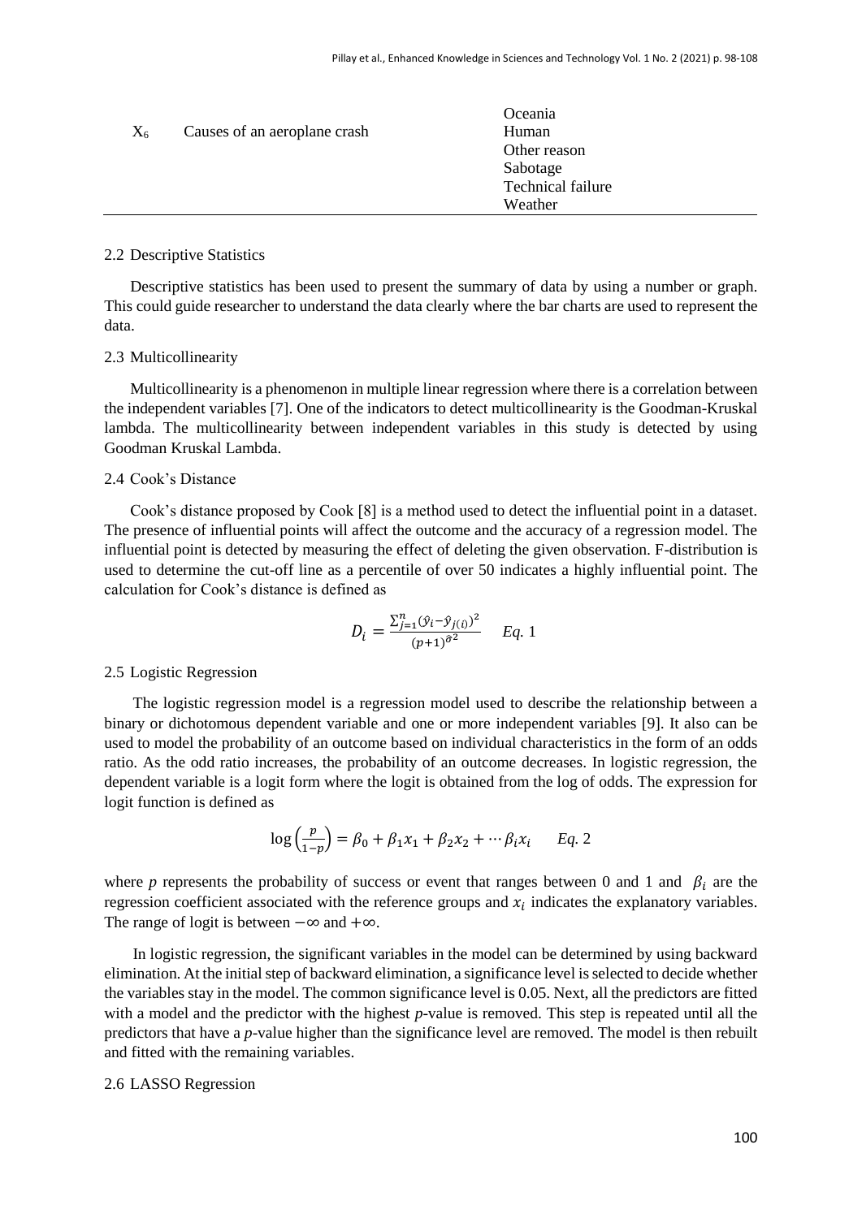| | | |
|---|---|---|
| | | Oceania |
| $X_6$ | Causes of an aeroplane crash | Human |
| | | Other reason |
| | | Sabotage |
| | | Technical failure |
| | | Weather |

### 2.2 Descriptive Statistics

Descriptive statistics has been used to present the summary of data by using a number or graph. This could guide researcher to understand the data clearly where the bar charts are used to represent the data.

### 2.3 Multicollinearity

Multicollinearity is a phenomenon in multiple linear regression where there is a correlation between the independent variables [7]. One of the indicators to detect multicollinearity is the Goodman-Kruskal lambda. The multicollinearity between independent variables in this study is detected by using Goodman Kruskal Lambda.

### 2.4 Cook's Distance

Cook's distance proposed by Cook [8] is a method used to detect the influential point in a dataset. The presence of influential points will affect the outcome and the accuracy of a regression model. The influential point is detected by measuring the effect of deleting the given observation. F-distribution is used to determine the cut-off line as a percentile of over 50 indicates a highly influential point. The calculation for Cook's distance is defined as

$$D_i = \frac{\sum_{j=1}^{n}(\hat{y}_i - \hat{y}_{j(i)})^2}{(p+1)^{\hat{\sigma}^2}} \quad Eq.\ 1$$

### 2.5 Logistic Regression

The logistic regression model is a regression model used to describe the relationship between a binary or dichotomous dependent variable and one or more independent variables [9]. It also can be used to model the probability of an outcome based on individual characteristics in the form of an odds ratio. As the odd ratio increases, the probability of an outcome decreases. In logistic regression, the dependent variable is a logit form where the logit is obtained from the log of odds. The expression for logit function is defined as

$$\log\left(\frac{p}{1-p}\right) = \beta_0 + \beta_1 x_1 + \beta_2 x_2 + \cdots \beta_i x_i \quad Eq.\ 2$$

where *p* represents the probability of success or event that ranges between 0 and 1 and $\beta_i$ are the regression coefficient associated with the reference groups and $x_i$ indicates the explanatory variables. The range of logit is between $-\infty$ and $+\infty$.

In logistic regression, the significant variables in the model can be determined by using backward elimination. At the initial step of backward elimination, a significance level is selected to decide whether the variables stay in the model. The common significance level is 0.05. Next, all the predictors are fitted with a model and the predictor with the highest *p*-value is removed. This step is repeated until all the predictors that have a *p*-value higher than the significance level are removed. The model is then rebuilt and fitted with the remaining variables.

### 2.6 LASSO Regression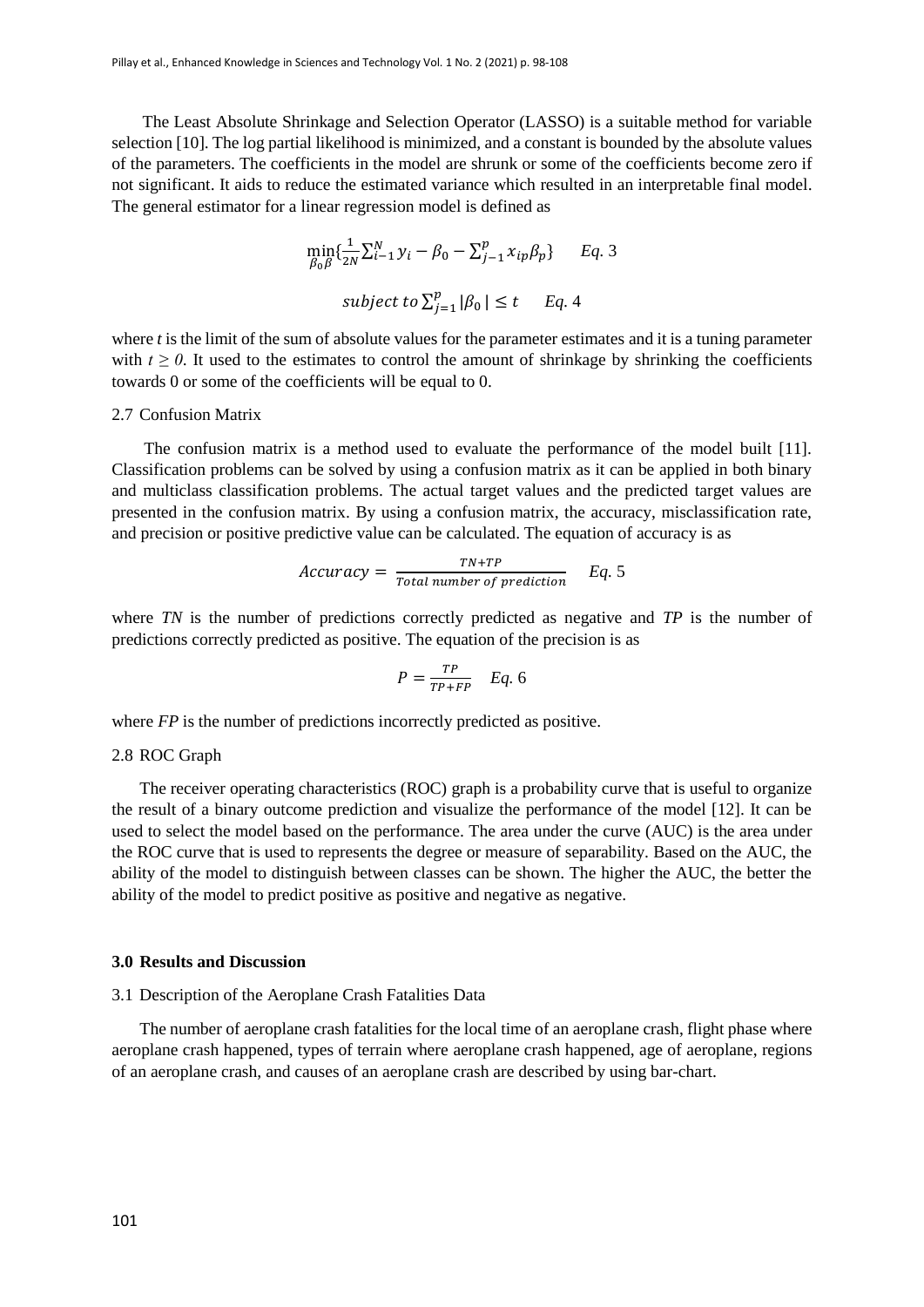The Least Absolute Shrinkage and Selection Operator (LASSO) is a suitable method for variable selection [10]. The log partial likelihood is minimized, and a constant is bounded by the absolute values of the parameters. The coefficients in the model are shrunk or some of the coefficients become zero if not significant. It aids to reduce the estimated variance which resulted in an interpretable final model. The general estimator for a linear regression model is defined as

$$\min_{\beta_0 \beta}\{\frac{1}{2N}\sum_{i-1}^{N} y_i - \beta_0 - \sum_{j-1}^{p} x_{ip}\beta_p\} \quad Eq.\ 3$$

$$subject\ to \sum_{j=1}^{p} |\beta_0| \leq t \quad Eq.\ 4$$

where *t* is the limit of the sum of absolute values for the parameter estimates and it is a tuning parameter with $t \geq 0$. It used to the estimates to control the amount of shrinkage by shrinking the coefficients towards 0 or some of the coefficients will be equal to 0.

### 2.7 Confusion Matrix

The confusion matrix is a method used to evaluate the performance of the model built [11]. Classification problems can be solved by using a confusion matrix as it can be applied in both binary and multiclass classification problems. The actual target values and the predicted target values are presented in the confusion matrix. By using a confusion matrix, the accuracy, misclassification rate, and precision or positive predictive value can be calculated. The equation of accuracy is as

$$Accuracy = \frac{TN+TP}{Total\ number\ of\ prediction} \quad Eq.\ 5$$

where *TN* is the number of predictions correctly predicted as negative and *TP* is the number of predictions correctly predicted as positive. The equation of the precision is as

$$P = \frac{TP}{TP+FP} \quad Eq.\ 6$$

where *FP* is the number of predictions incorrectly predicted as positive.

### 2.8 ROC Graph

The receiver operating characteristics (ROC) graph is a probability curve that is useful to organize the result of a binary outcome prediction and visualize the performance of the model [12]. It can be used to select the model based on the performance. The area under the curve (AUC) is the area under the ROC curve that is used to represents the degree or measure of separability. Based on the AUC, the ability of the model to distinguish between classes can be shown. The higher the AUC, the better the ability of the model to predict positive as positive and negative as negative.

## 3.0 Results and Discussion

### 3.1 Description of the Aeroplane Crash Fatalities Data

The number of aeroplane crash fatalities for the local time of an aeroplane crash, flight phase where aeroplane crash happened, types of terrain where aeroplane crash happened, age of aeroplane, regions of an aeroplane crash, and causes of an aeroplane crash are described by using bar-chart.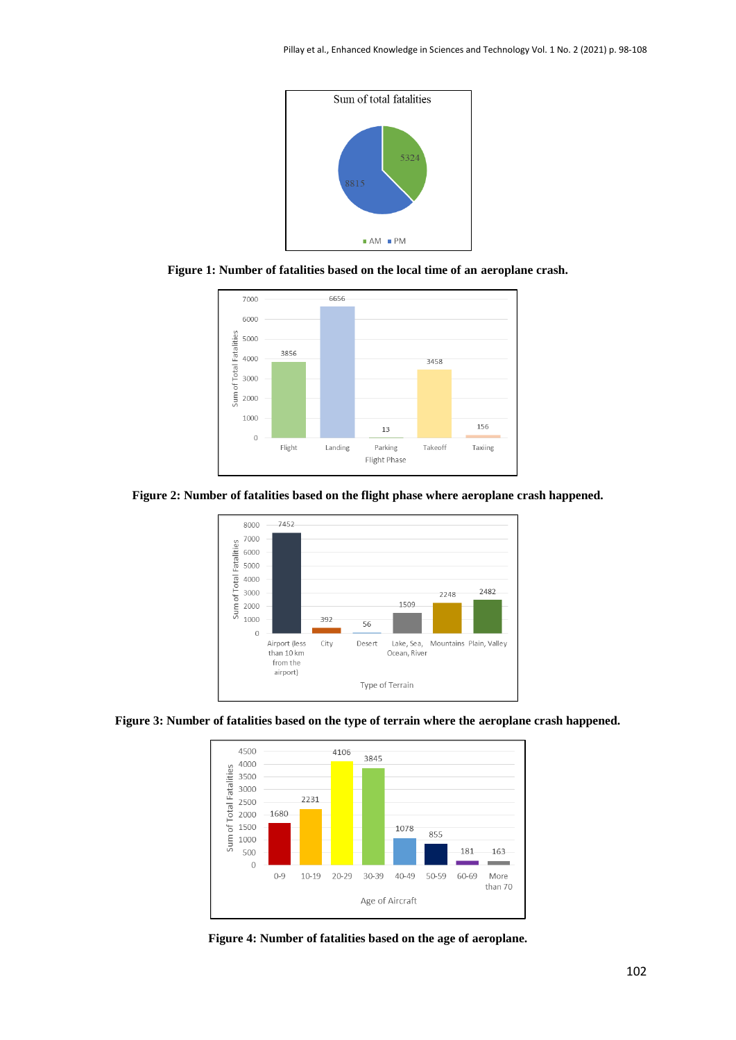**Figure 1: Number of fatalities based on the local time of an aeroplane crash.**

**Figure 2: Number of fatalities based on the flight phase where aeroplane crash happened.**

**Figure 3: Number of fatalities based on the type of terrain where the aeroplane crash happened.**

**Figure 4: Number of fatalities based on the age of aeroplane.**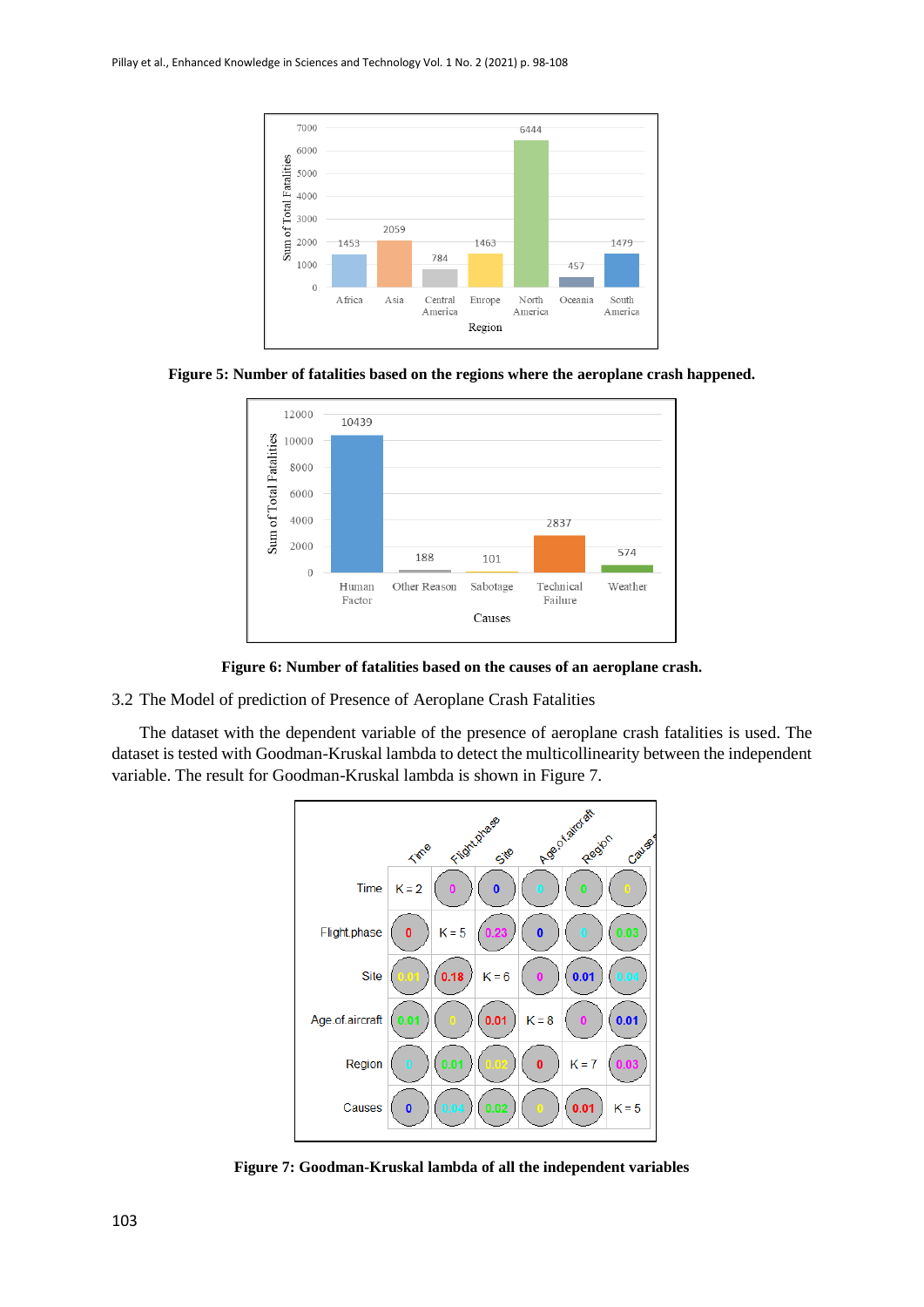**Figure 5: Number of fatalities based on the regions where the aeroplane crash happened.**

**Figure 6: Number of fatalities based on the causes of an aeroplane crash.**

3.2 The Model of prediction of Presence of Aeroplane Crash Fatalities

The dataset with the dependent variable of the presence of aeroplane crash fatalities is used. The dataset is tested with Goodman-Kruskal lambda to detect the multicollinearity between the independent variable. The result for Goodman-Kruskal lambda is shown in Figure 7.

| | Time | Flight.phase | Site | Age.of.aircraft | Region | Causes |
|---|---|---|---|---|---|---|
| Time | K = 2 | 0 | 0 | 0 | 0 | 0 |
| Flight.phase | 0 | K = 5 | 0.23 | 0 | 0 | 0.03 |
| Site | 0.01 | 0.18 | K = 6 | 0 | 0.01 | 0.04 |
| Age.of.aircraft | 0.01 | 0 | 0.01 | K = 8 | 0 | 0.01 |
| Region | 0 | 0.01 | 0.02 | 0 | K = 7 | 0.03 |
| Causes | 0 | 0.04 | 0.02 | 0 | 0.01 | K = 5 |

**Figure 7: Goodman-Kruskal lambda of all the independent variables**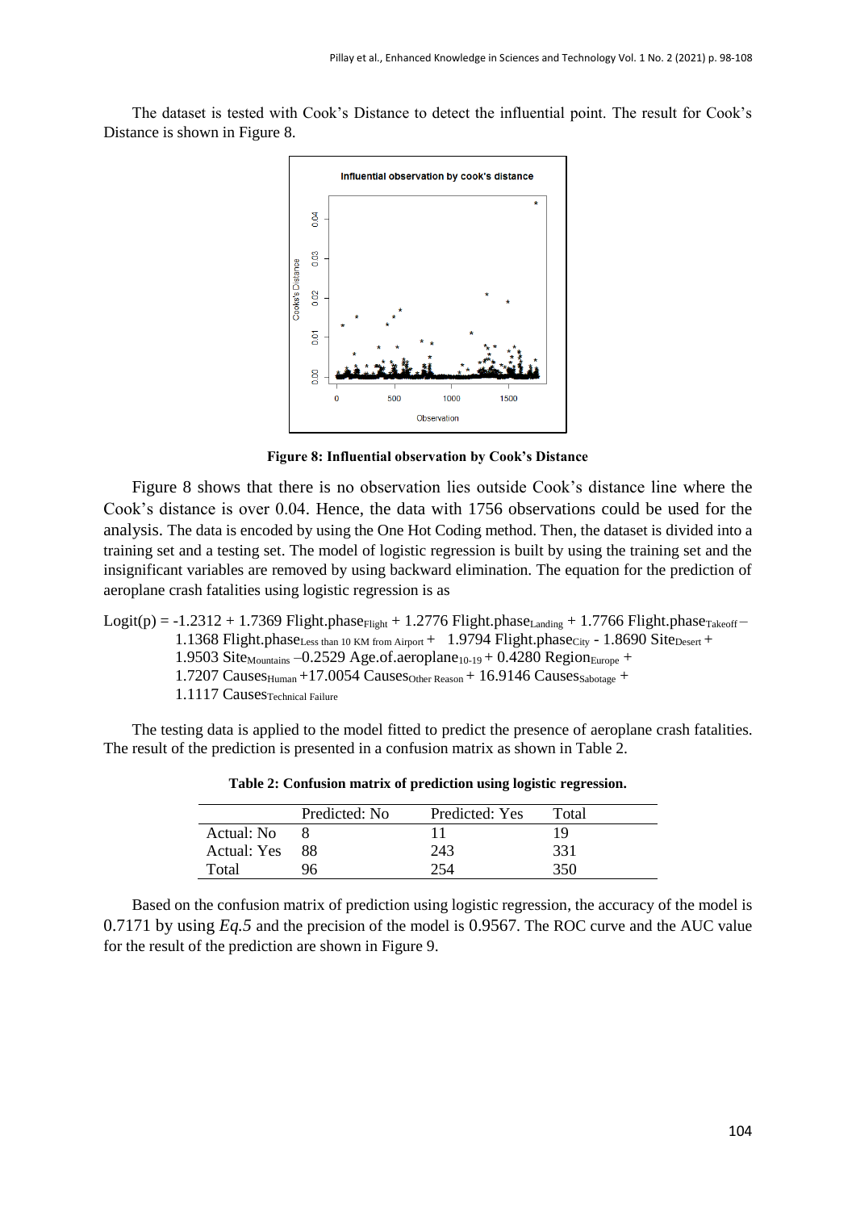The dataset is tested with Cook's Distance to detect the influential point. The result for Cook's Distance is shown in Figure 8.

**Figure 8: Influential observation by Cook's Distance**

Figure 8 shows that there is no observation lies outside Cook's distance line where the Cook's distance is over 0.04. Hence, the data with 1756 observations could be used for the analysis. The data is encoded by using the One Hot Coding method. Then, the dataset is divided into a training set and a testing set. The model of logistic regression is built by using the training set and the insignificant variables are removed by using backward elimination. The equation for the prediction of aeroplane crash fatalities using logistic regression is as

$$\text{Logit}(p) = -1.2312 + 1.7369\ \text{Flight.phase}_{\text{Flight}} + 1.2776\ \text{Flight.phase}_{\text{Landing}} + 1.7766\ \text{Flight.phase}_{\text{Takeoff}} - 1.1368\ \text{Flight.phase}_{\text{Less than 10 KM from Airport}} + 1.9794\ \text{Flight.phase}_{\text{City}} - 1.8690\ \text{Site}_{\text{Desert}} + 1.9503\ \text{Site}_{\text{Mountains}} - 0.2529\ \text{Age.of.aeroplane}_{10\text{-}19} + 0.4280\ \text{Region}_{\text{Europe}} + 1.7207\ \text{Causes}_{\text{Human}} + 17.0054\ \text{Causes}_{\text{Other Reason}} + 16.9146\ \text{Causes}_{\text{Sabotage}} + 1.1117\ \text{Causes}_{\text{Technical Failure}}$$

The testing data is applied to the model fitted to predict the presence of aeroplane crash fatalities. The result of the prediction is presented in a confusion matrix as shown in Table 2.

**Table 2: Confusion matrix of prediction using logistic regression.**

| | Predicted: No | Predicted: Yes | Total |
|---|---|---|---|
| Actual: No | 8 | 11 | 19 |
| Actual: Yes | 88 | 243 | 331 |
| Total | 96 | 254 | 350 |

Based on the confusion matrix of prediction using logistic regression, the accuracy of the model is 0.7171 by using *Eq.5* and the precision of the model is 0.9567. The ROC curve and the AUC value for the result of the prediction are shown in Figure 9.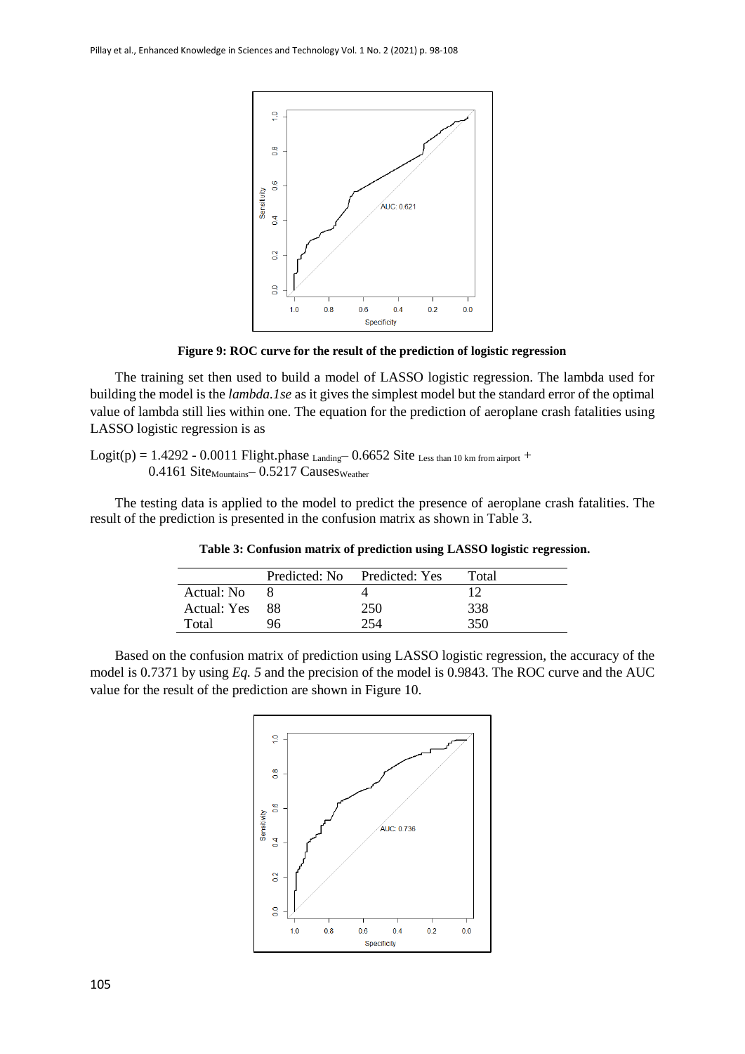Figure 9: **ROC curve for the result of the prediction of logistic regression**

The training set then used to build a model of LASSO logistic regression. The lambda used for building the model is the *lambda.1se* as it gives the simplest model but the standard error of the optimal value of lambda still lies within one. The equation for the prediction of aeroplane crash fatalities using LASSO logistic regression is as

$$\text{Logit}(p) = 1.4292 - 0.0011\ \text{Flight.phase}_{\text{Landing}} - 0.6652\ \text{Site}_{\text{Less than 10 km from airport}} + 0.4161\ \text{Site}_{\text{Mountains}} - 0.5217\ \text{Causes}_{\text{Weather}}$$

The testing data is applied to the model to predict the presence of aeroplane crash fatalities. The result of the prediction is presented in the confusion matrix as shown in Table 3.

**Table 3: Confusion matrix of prediction using LASSO logistic regression.**

| | Predicted: No | Predicted: Yes | Total |
|---|---|---|---|
| Actual: No | 8 | 4 | 12 |
| Actual: Yes | 88 | 250 | 338 |
| Total | 96 | 254 | 350 |

Based on the confusion matrix of prediction using LASSO logistic regression, the accuracy of the model is 0.7371 by using *Eq. 5* and the precision of the model is 0.9843. The ROC curve and the AUC value for the result of the prediction are shown in Figure 10.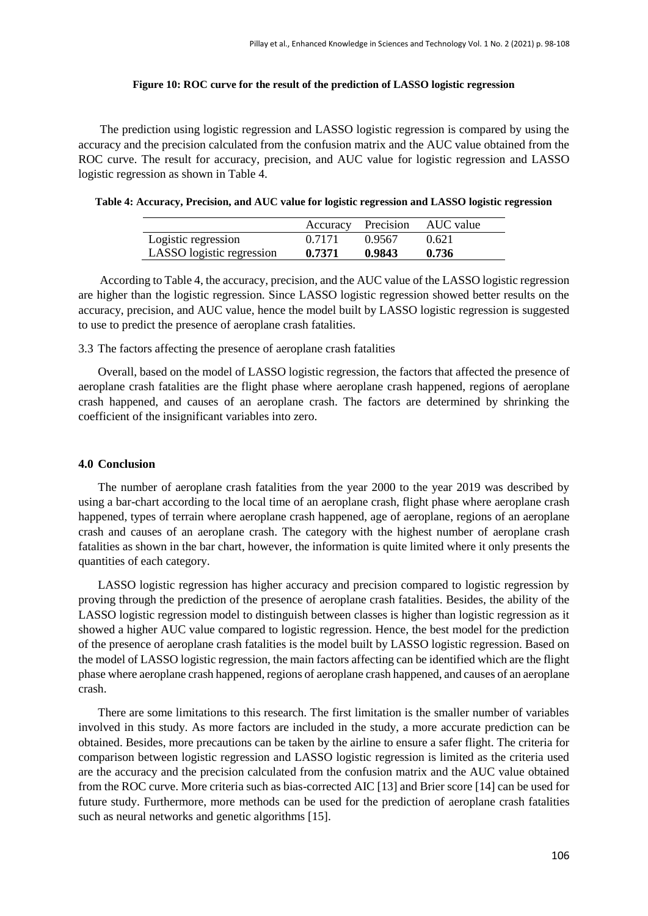**Figure 10: ROC curve for the result of the prediction of LASSO logistic regression**

The prediction using logistic regression and LASSO logistic regression is compared by using the accuracy and the precision calculated from the confusion matrix and the AUC value obtained from the ROC curve. The result for accuracy, precision, and AUC value for logistic regression and LASSO logistic regression as shown in Table 4.

**Table 4: Accuracy, Precision, and AUC value for logistic regression and LASSO logistic regression**

| | Accuracy | Precision | AUC value |
|---|---|---|---|
| Logistic regression | 0.7171 | 0.9567 | 0.621 |
| LASSO logistic regression | **0.7371** | **0.9843** | **0.736** |

According to Table 4, the accuracy, precision, and the AUC value of the LASSO logistic regression are higher than the logistic regression. Since LASSO logistic regression showed better results on the accuracy, precision, and AUC value, hence the model built by LASSO logistic regression is suggested to use to predict the presence of aeroplane crash fatalities.

### 3.3 The factors affecting the presence of aeroplane crash fatalities

Overall, based on the model of LASSO logistic regression, the factors that affected the presence of aeroplane crash fatalities are the flight phase where aeroplane crash happened, regions of aeroplane crash happened, and causes of an aeroplane crash. The factors are determined by shrinking the coefficient of the insignificant variables into zero.

## 4.0 Conclusion

The number of aeroplane crash fatalities from the year 2000 to the year 2019 was described by using a bar-chart according to the local time of an aeroplane crash, flight phase where aeroplane crash happened, types of terrain where aeroplane crash happened, age of aeroplane, regions of an aeroplane crash and causes of an aeroplane crash. The category with the highest number of aeroplane crash fatalities as shown in the bar chart, however, the information is quite limited where it only presents the quantities of each category.

LASSO logistic regression has higher accuracy and precision compared to logistic regression by proving through the prediction of the presence of aeroplane crash fatalities. Besides, the ability of the LASSO logistic regression model to distinguish between classes is higher than logistic regression as it showed a higher AUC value compared to logistic regression. Hence, the best model for the prediction of the presence of aeroplane crash fatalities is the model built by LASSO logistic regression. Based on the model of LASSO logistic regression, the main factors affecting can be identified which are the flight phase where aeroplane crash happened, regions of aeroplane crash happened, and causes of an aeroplane crash.

There are some limitations to this research. The first limitation is the smaller number of variables involved in this study. As more factors are included in the study, a more accurate prediction can be obtained. Besides, more precautions can be taken by the airline to ensure a safer flight. The criteria for comparison between logistic regression and LASSO logistic regression is limited as the criteria used are the accuracy and the precision calculated from the confusion matrix and the AUC value obtained from the ROC curve. More criteria such as bias-corrected AIC [13] and Brier score [14] can be used for future study. Furthermore, more methods can be used for the prediction of aeroplane crash fatalities such as neural networks and genetic algorithms [15].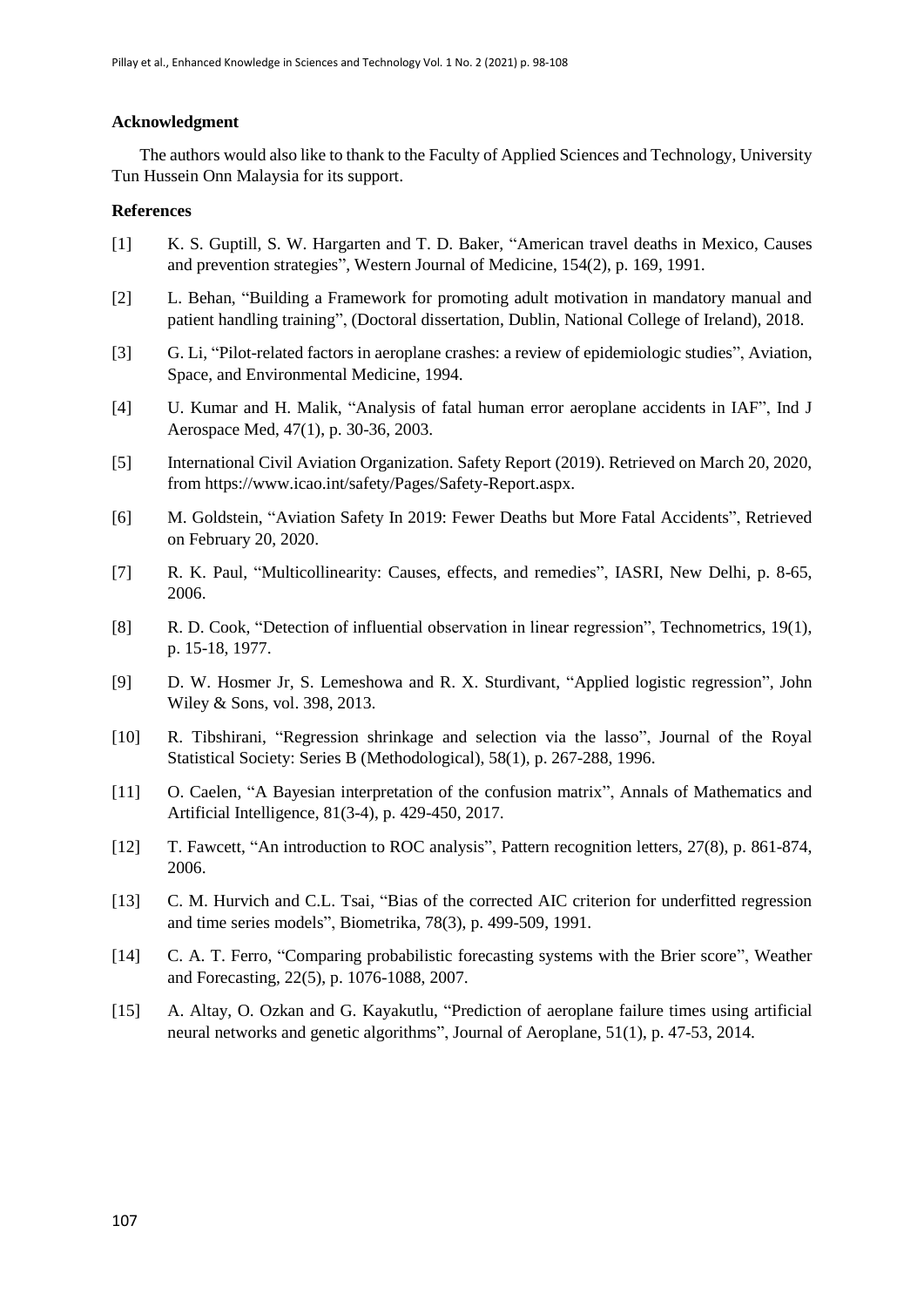## Acknowledgment

The authors would also like to thank to the Faculty of Applied Sciences and Technology, University Tun Hussein Onn Malaysia for its support.

## References

[1] K. S. Guptill, S. W. Hargarten and T. D. Baker, "American travel deaths in Mexico, Causes and prevention strategies", Western Journal of Medicine, 154(2), p. 169, 1991.

[2] L. Behan, "Building a Framework for promoting adult motivation in mandatory manual and patient handling training", (Doctoral dissertation, Dublin, National College of Ireland), 2018.

[3] G. Li, "Pilot-related factors in aeroplane crashes: a review of epidemiologic studies", Aviation, Space, and Environmental Medicine, 1994.

[4] U. Kumar and H. Malik, "Analysis of fatal human error aeroplane accidents in IAF", Ind J Aerospace Med, 47(1), p. 30-36, 2003.

[5] International Civil Aviation Organization. Safety Report (2019). Retrieved on March 20, 2020, from https://www.icao.int/safety/Pages/Safety-Report.aspx.

[6] M. Goldstein, "Aviation Safety In 2019: Fewer Deaths but More Fatal Accidents", Retrieved on February 20, 2020.

[7] R. K. Paul, "Multicollinearity: Causes, effects, and remedies", IASRI, New Delhi, p. 8-65, 2006.

[8] R. D. Cook, "Detection of influential observation in linear regression", Technometrics, 19(1), p. 15-18, 1977.

[9] D. W. Hosmer Jr, S. Lemeshowa and R. X. Sturdivant, "Applied logistic regression", John Wiley & Sons, vol. 398, 2013.

[10] R. Tibshirani, "Regression shrinkage and selection via the lasso", Journal of the Royal Statistical Society: Series B (Methodological), 58(1), p. 267-288, 1996.

[11] O. Caelen, "A Bayesian interpretation of the confusion matrix", Annals of Mathematics and Artificial Intelligence, 81(3-4), p. 429-450, 2017.

[12] T. Fawcett, "An introduction to ROC analysis", Pattern recognition letters, 27(8), p. 861-874, 2006.

[13] C. M. Hurvich and C.L. Tsai, "Bias of the corrected AIC criterion for underfitted regression and time series models", Biometrika, 78(3), p. 499-509, 1991.

[14] C. A. T. Ferro, "Comparing probabilistic forecasting systems with the Brier score", Weather and Forecasting, 22(5), p. 1076-1088, 2007.

[15] A. Altay, O. Ozkan and G. Kayakutlu, "Prediction of aeroplane failure times using artificial neural networks and genetic algorithms", Journal of Aeroplane, 51(1), p. 47-53, 2014.